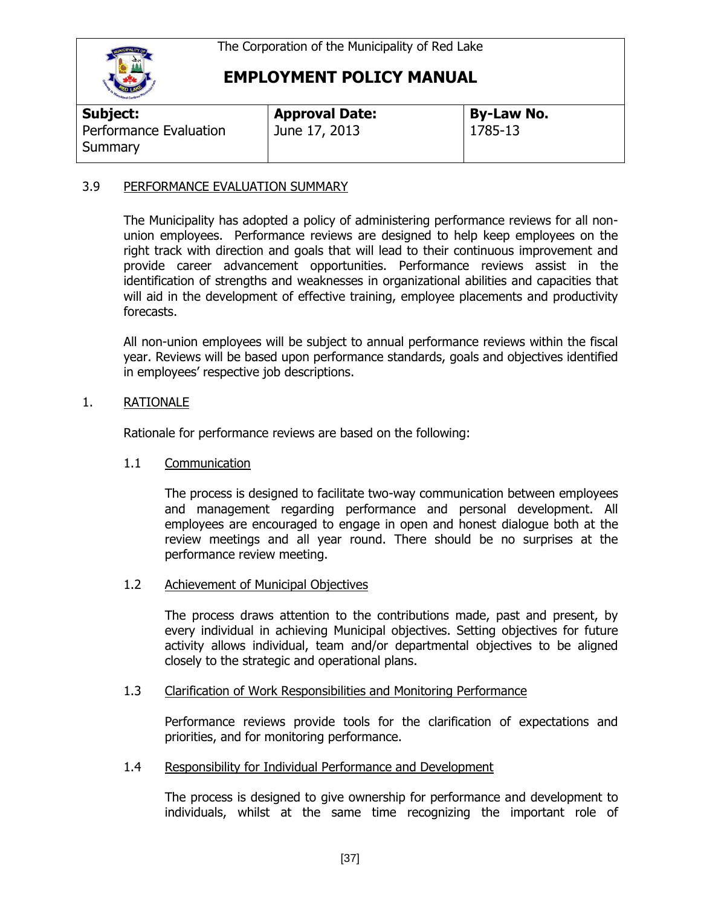The Corporation of the Municipality of Red Lake

# EMPLOYMENT POLICY MANUAL

| **Subject:** Performance Evaluation Summary | **Approval Date:** June 17, 2013 | **By-Law No.** 1785-13 |
|---|---|---|

## 3.9 PERFORMANCE EVALUATION SUMMARY

The Municipality has adopted a policy of administering performance reviews for all non-union employees. Performance reviews are designed to help keep employees on the right track with direction and goals that will lead to their continuous improvement and provide career advancement opportunities. Performance reviews assist in the identification of strengths and weaknesses in organizational abilities and capacities that will aid in the development of effective training, employee placements and productivity forecasts.

All non-union employees will be subject to annual performance reviews within the fiscal year. Reviews will be based upon performance standards, goals and objectives identified in employees' respective job descriptions.

### 1. RATIONALE

Rationale for performance reviews are based on the following:

#### 1.1 Communication

The process is designed to facilitate two-way communication between employees and management regarding performance and personal development. All employees are encouraged to engage in open and honest dialogue both at the review meetings and all year round. There should be no surprises at the performance review meeting.

#### 1.2 Achievement of Municipal Objectives

The process draws attention to the contributions made, past and present, by every individual in achieving Municipal objectives. Setting objectives for future activity allows individual, team and/or departmental objectives to be aligned closely to the strategic and operational plans.

#### 1.3 Clarification of Work Responsibilities and Monitoring Performance

Performance reviews provide tools for the clarification of expectations and priorities, and for monitoring performance.

#### 1.4 Responsibility for Individual Performance and Development

The process is designed to give ownership for performance and development to individuals, whilst at the same time recognizing the important role of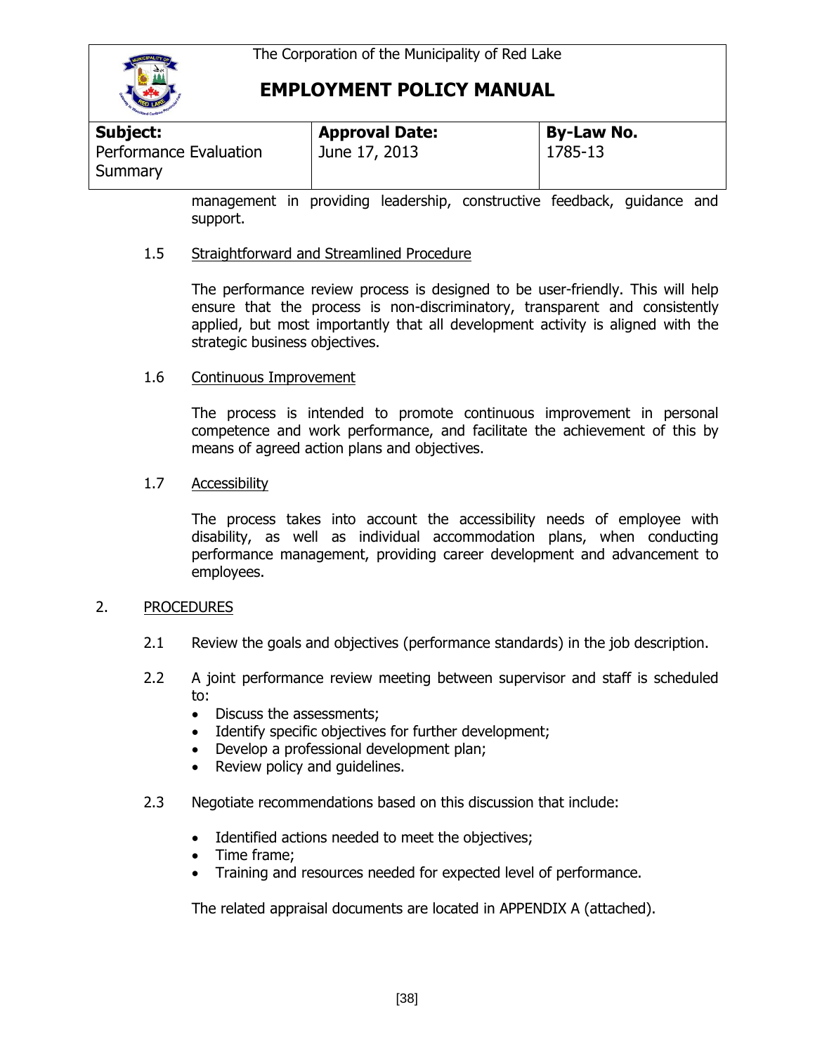management in providing leadership, constructive feedback, guidance and support.

1.5 Straightforward and Streamlined Procedure

The performance review process is designed to be user-friendly. This will help ensure that the process is non-discriminatory, transparent and consistently applied, but most importantly that all development activity is aligned with the strategic business objectives.

1.6 Continuous Improvement

The process is intended to promote continuous improvement in personal competence and work performance, and facilitate the achievement of this by means of agreed action plans and objectives.

1.7 Accessibility

The process takes into account the accessibility needs of employee with disability, as well as individual accommodation plans, when conducting performance management, providing career development and advancement to employees.

## 2. PROCEDURES

2.1 Review the goals and objectives (performance standards) in the job description.

2.2 A joint performance review meeting between supervisor and staff is scheduled to:

- Discuss the assessments;
- Identify specific objectives for further development;
- Develop a professional development plan;
- Review policy and guidelines.

2.3 Negotiate recommendations based on this discussion that include:

- Identified actions needed to meet the objectives;
- Time frame;
- Training and resources needed for expected level of performance.

The related appraisal documents are located in APPENDIX A (attached).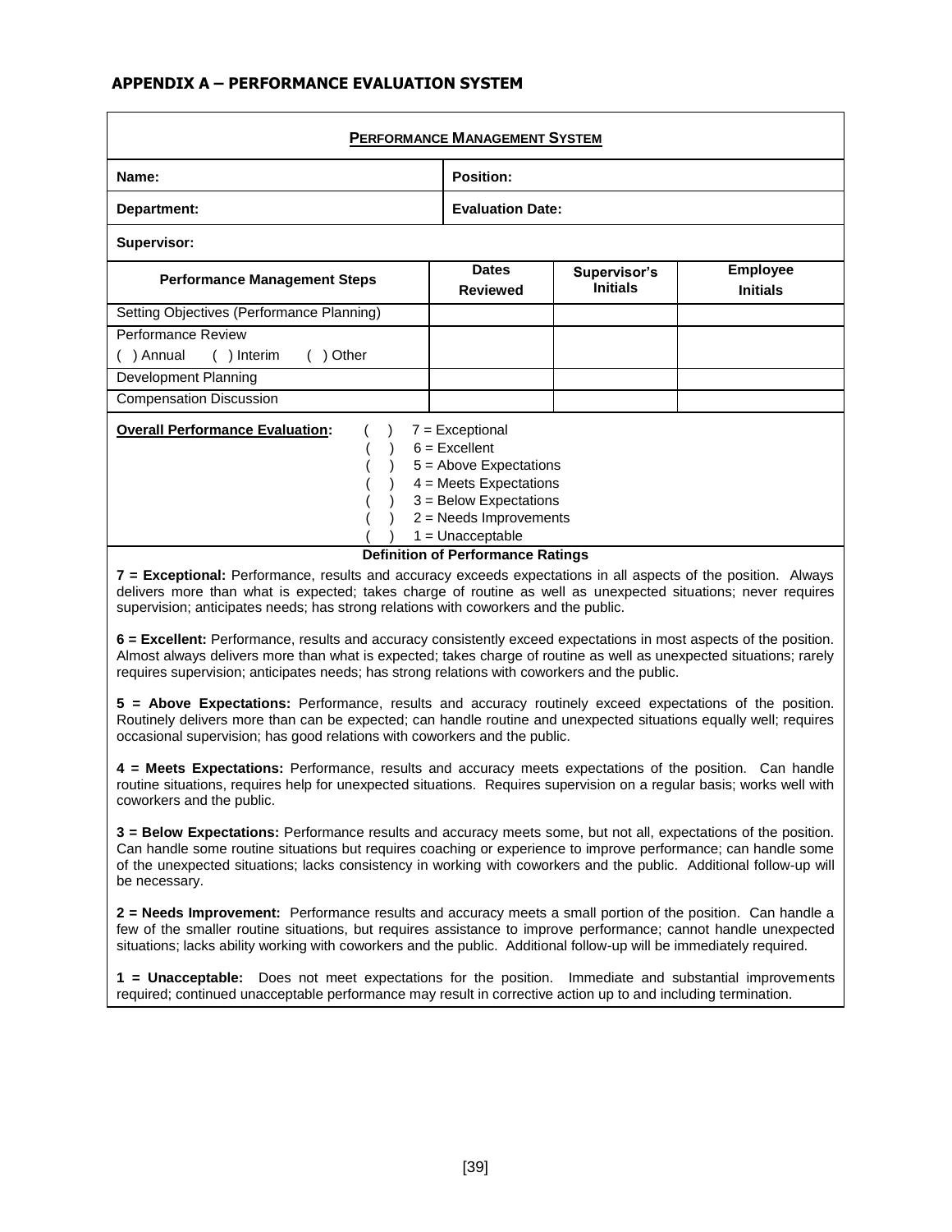## APPENDIX A – PERFORMANCE EVALUATION SYSTEM

**PERFORMANCE MANAGEMENT SYSTEM**

| | |
|---|---|
| **Name:** | **Position:** |
| **Department:** | **Evaluation Date:** |
| **Supervisor:** | |

| Performance Management Steps | Dates Reviewed | Supervisor's Initials | Employee Initials |
|---|---|---|---|
| Setting Objectives (Performance Planning) | | | |
| Performance Review<br>( ) Annual ( ) Interim ( ) Other | | | |
| Development Planning | | | |
| Compensation Discussion | | | |

**Overall Performance Evaluation:**

( ) 7 = Exceptional
( ) 6 = Excellent
( ) 5 = Above Expectations
( ) 4 = Meets Expectations
( ) 3 = Below Expectations
( ) 2 = Needs Improvements
( ) 1 = Unacceptable

**Definition of Performance Ratings**

**7 = Exceptional:** Performance, results and accuracy exceeds expectations in all aspects of the position. Always delivers more than what is expected; takes charge of routine as well as unexpected situations; never requires supervision; anticipates needs; has strong relations with coworkers and the public.

**6 = Excellent:** Performance, results and accuracy consistently exceed expectations in most aspects of the position. Almost always delivers more than what is expected; takes charge of routine as well as unexpected situations; rarely requires supervision; anticipates needs; has strong relations with coworkers and the public.

**5 = Above Expectations:** Performance, results and accuracy routinely exceed expectations of the position. Routinely delivers more than can be expected; can handle routine and unexpected situations equally well; requires occasional supervision; has good relations with coworkers and the public.

**4 = Meets Expectations:** Performance, results and accuracy meets expectations of the position. Can handle routine situations, requires help for unexpected situations. Requires supervision on a regular basis; works well with coworkers and the public.

**3 = Below Expectations:** Performance results and accuracy meets some, but not all, expectations of the position. Can handle some routine situations but requires coaching or experience to improve performance; can handle some of the unexpected situations; lacks consistency in working with coworkers and the public. Additional follow-up will be necessary.

**2 = Needs Improvement:** Performance results and accuracy meets a small portion of the position. Can handle a few of the smaller routine situations, but requires assistance to improve performance; cannot handle unexpected situations; lacks ability working with coworkers and the public. Additional follow-up will be immediately required.

**1 = Unacceptable:** Does not meet expectations for the position. Immediate and substantial improvements required; continued unacceptable performance may result in corrective action up to and including termination.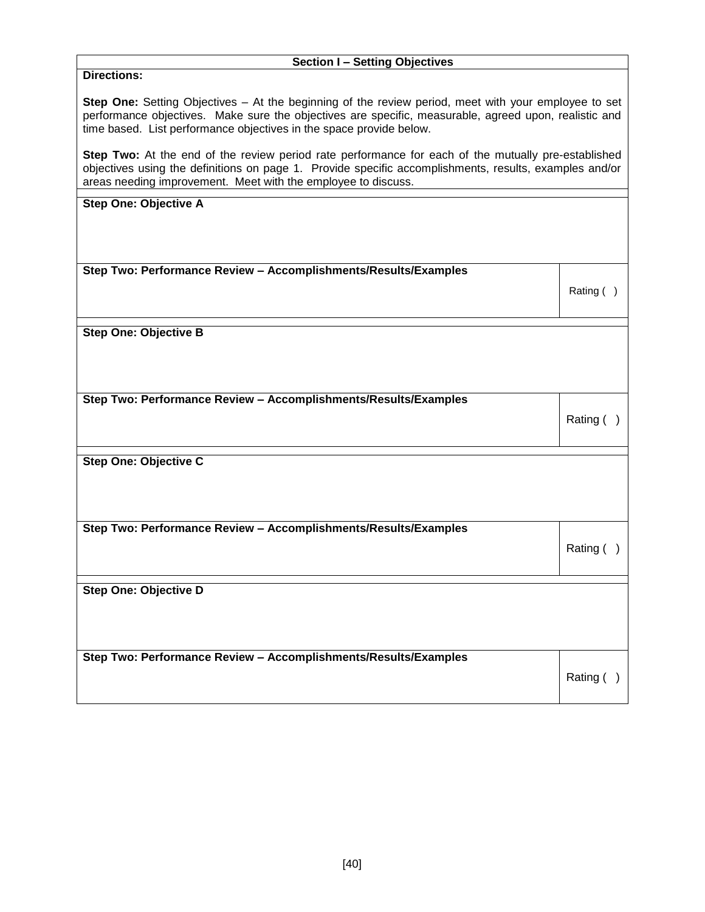**Section I – Setting Objectives**

**Directions:**

**Step One:** Setting Objectives – At the beginning of the review period, meet with your employee to set performance objectives. Make sure the objectives are specific, measurable, agreed upon, realistic and time based. List performance objectives in the space provide below.

**Step Two:** At the end of the review period rate performance for each of the mutually pre-established objectives using the definitions on page 1. Provide specific accomplishments, results, examples and/or areas needing improvement. Meet with the employee to discuss.

| **Step One: Objective A** | |
|---|---|
| **Step Two: Performance Review – Accomplishments/Results/Examples** | Rating ( ) |

| **Step One: Objective B** | |
|---|---|
| **Step Two: Performance Review – Accomplishments/Results/Examples** | Rating ( ) |

| **Step One: Objective C** | |
|---|---|
| **Step Two: Performance Review – Accomplishments/Results/Examples** | Rating ( ) |

| **Step One: Objective D** | |
|---|---|
| **Step Two: Performance Review – Accomplishments/Results/Examples** | Rating ( ) |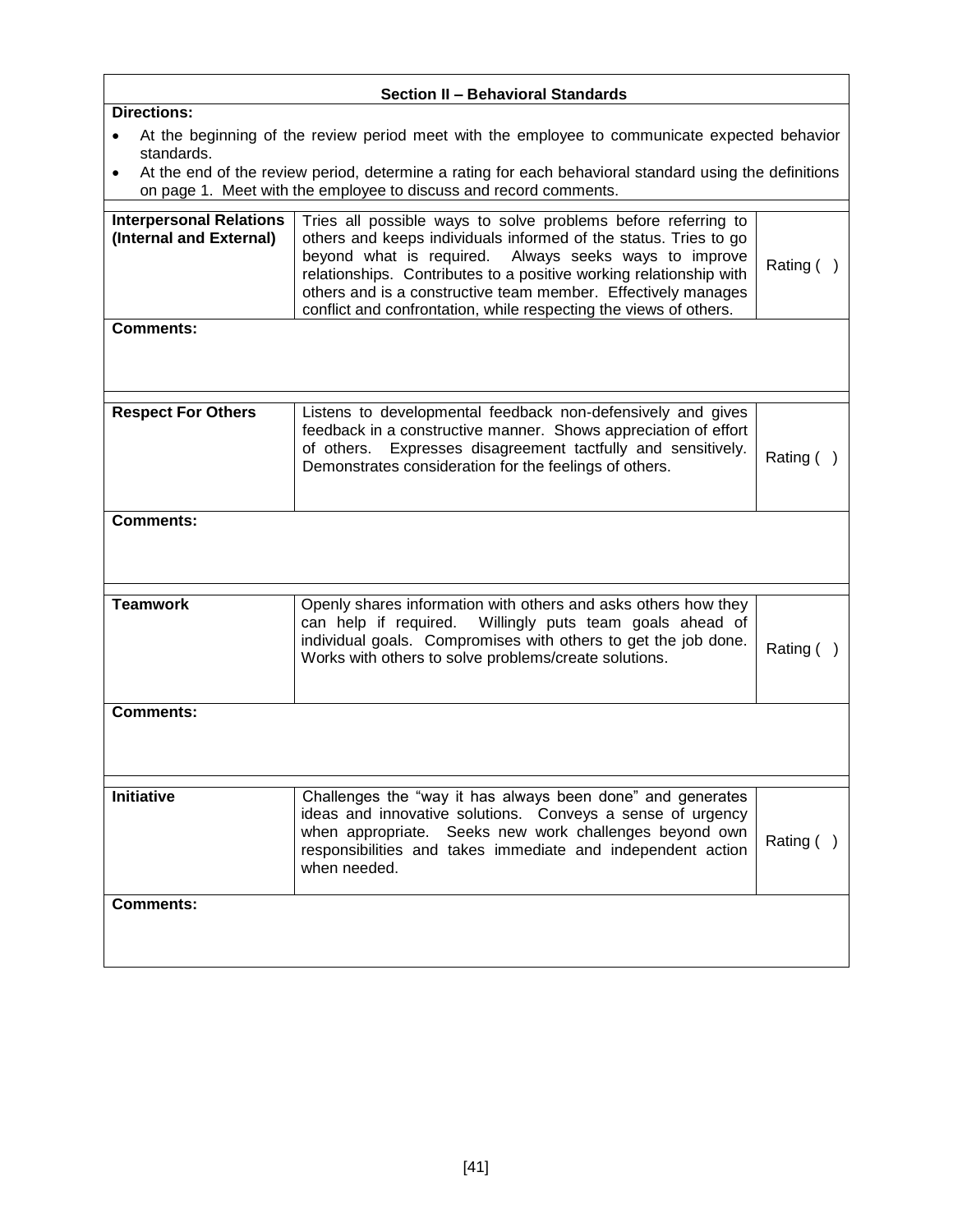## Section II – Behavioral Standards

**Directions:**

- At the beginning of the review period meet with the employee to communicate expected behavior standards.
- At the end of the review period, determine a rating for each behavioral standard using the definitions on page 1. Meet with the employee to discuss and record comments.

| Standard | Description | Rating |
| --- | --- | --- |
| **Interpersonal Relations (Internal and External)** | Tries all possible ways to solve problems before referring to others and keeps individuals informed of the status. Tries to go beyond what is required. Always seeks ways to improve relationships. Contributes to a positive working relationship with others and is a constructive team member. Effectively manages conflict and confrontation, while respecting the views of others. | Rating ( ) |

**Comments:**

| Standard | Description | Rating |
| --- | --- | --- |
| **Respect For Others** | Listens to developmental feedback non-defensively and gives feedback in a constructive manner. Shows appreciation of effort of others. Expresses disagreement tactfully and sensitively. Demonstrates consideration for the feelings of others. | Rating ( ) |

**Comments:**

| Standard | Description | Rating |
| --- | --- | --- |
| **Teamwork** | Openly shares information with others and asks others how they can help if required. Willingly puts team goals ahead of individual goals. Compromises with others to get the job done. Works with others to solve problems/create solutions. | Rating ( ) |

**Comments:**

| Standard | Description | Rating |
| --- | --- | --- |
| **Initiative** | Challenges the "way it has always been done" and generates ideas and innovative solutions. Conveys a sense of urgency when appropriate. Seeks new work challenges beyond own responsibilities and takes immediate and independent action when needed. | Rating ( ) |

**Comments:**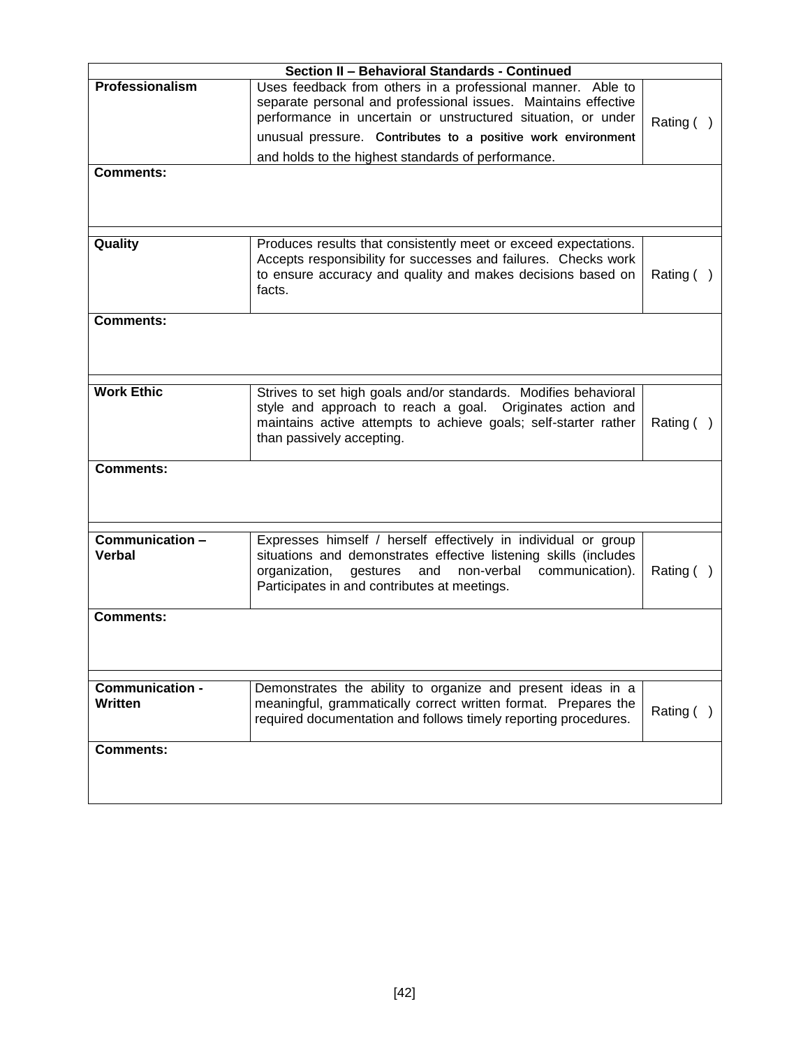| Section II – Behavioral Standards - Continued | | |
|---|---|---|
| **Professionalism** | Uses feedback from others in a professional manner. Able to separate personal and professional issues. Maintains effective performance in uncertain or unstructured situation, or under unusual pressure. Contributes to a positive work environment and holds to the highest standards of performance. | Rating ( ) |
| **Comments:** | | |
| **Quality** | Produces results that consistently meet or exceed expectations. Accepts responsibility for successes and failures. Checks work to ensure accuracy and quality and makes decisions based on facts. | Rating ( ) |
| **Comments:** | | |
| **Work Ethic** | Strives to set high goals and/or standards. Modifies behavioral style and approach to reach a goal. Originates action and maintains active attempts to achieve goals; self-starter rather than passively accepting. | Rating ( ) |
| **Comments:** | | |
| **Communication – Verbal** | Expresses himself / herself effectively in individual or group situations and demonstrates effective listening skills (includes organization, gestures and non-verbal communication). Participates in and contributes at meetings. | Rating ( ) |
| **Comments:** | | |
| **Communication - Written** | Demonstrates the ability to organize and present ideas in a meaningful, grammatically correct written format. Prepares the required documentation and follows timely reporting procedures. | Rating ( ) |
| **Comments:** | | |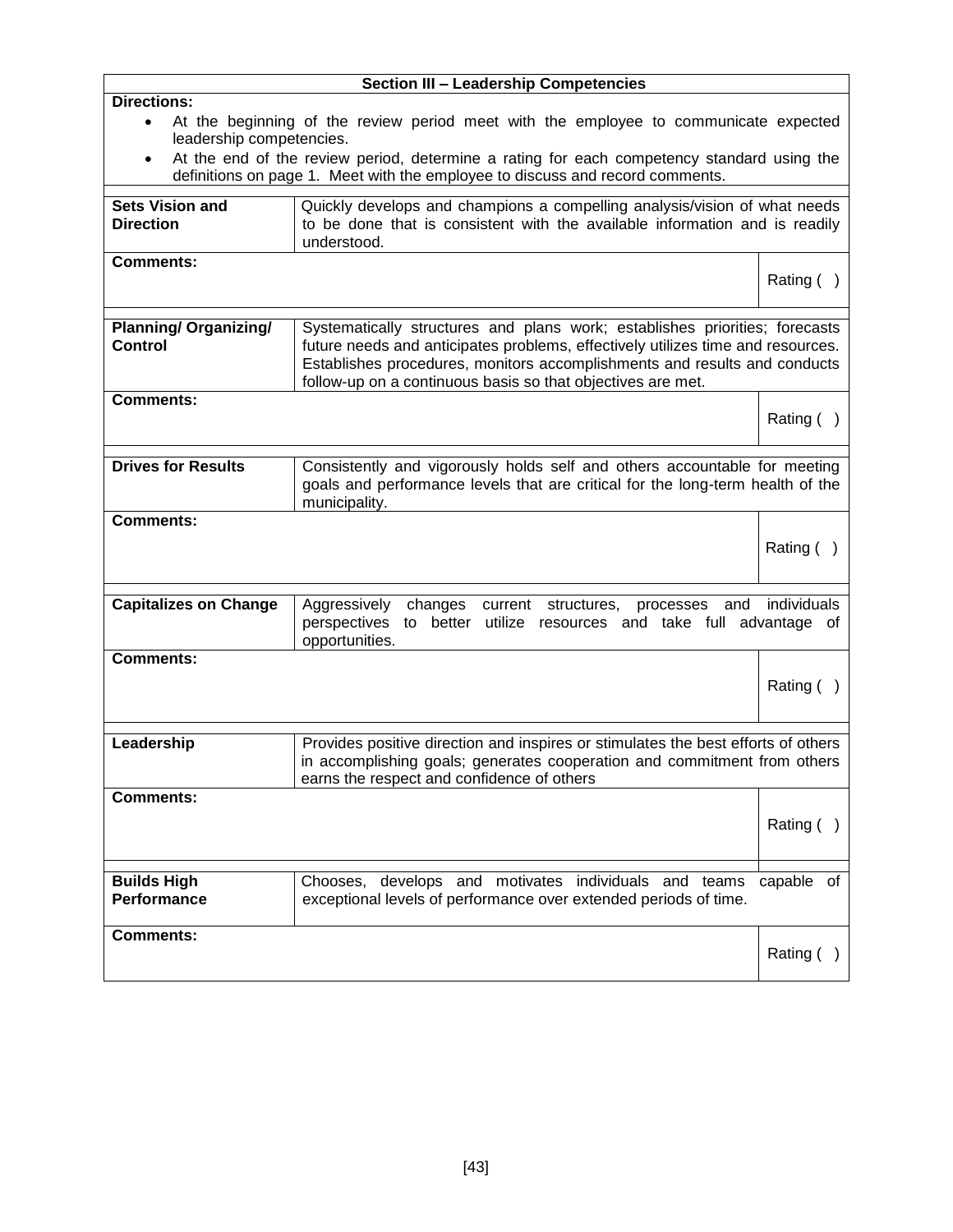## Section III – Leadership Competencies

**Directions:**

- At the beginning of the review period meet with the employee to communicate expected leadership competencies.
- At the end of the review period, determine a rating for each competency standard using the definitions on page 1. Meet with the employee to discuss and record comments.

| Competency | Standard | |
|---|---|---|
| **Sets Vision and Direction** | Quickly develops and champions a compelling analysis/vision of what needs to be done that is consistent with the available information and is readily understood. | |
| **Comments:** | | Rating ( ) |
| **Planning/ Organizing/ Control** | Systematically structures and plans work; establishes priorities; forecasts future needs and anticipates problems, effectively utilizes time and resources. Establishes procedures, monitors accomplishments and results and conducts follow-up on a continuous basis so that objectives are met. | |
| **Comments:** | | Rating ( ) |
| **Drives for Results** | Consistently and vigorously holds self and others accountable for meeting goals and performance levels that are critical for the long-term health of the municipality. | |
| **Comments:** | | Rating ( ) |
| **Capitalizes on Change** | Aggressively changes current structures, processes and individuals perspectives to better utilize resources and take full advantage of opportunities. | |
| **Comments:** | | Rating ( ) |
| **Leadership** | Provides positive direction and inspires or stimulates the best efforts of others in accomplishing goals; generates cooperation and commitment from others earns the respect and confidence of others | |
| **Comments:** | | Rating ( ) |
| **Builds High Performance** | Chooses, develops and motivates individuals and teams capable of exceptional levels of performance over extended periods of time. | |
| **Comments:** | | Rating ( ) |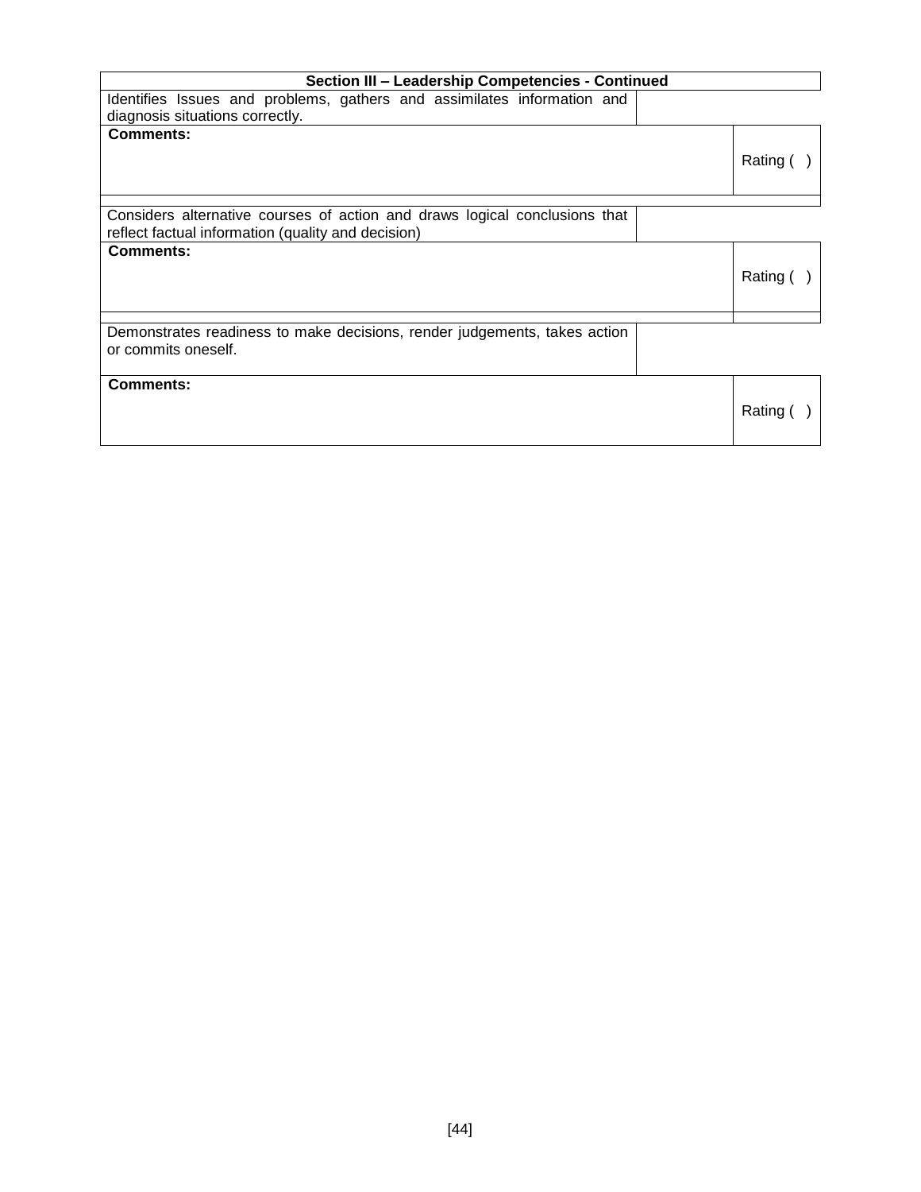| Section III – Leadership Competencies - Continued | |
|---|---|
| Identifies Issues and problems, gathers and assimilates information and diagnosis situations correctly. | |
| **Comments:** | Rating ( ) |
| | |
| Considers alternative courses of action and draws logical conclusions that reflect factual information (quality and decision) | |
| **Comments:** | Rating ( ) |
| | |
| Demonstrates readiness to make decisions, render judgements, takes action or commits oneself. | |
| **Comments:** | Rating ( ) |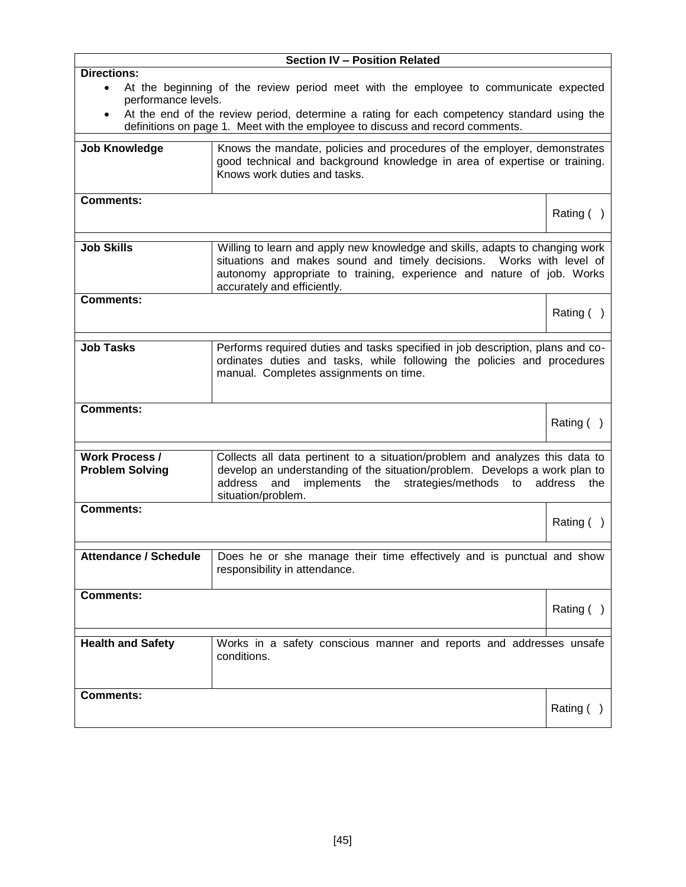## Section IV – Position Related

**Directions:**

- At the beginning of the review period meet with the employee to communicate expected performance levels.
- At the end of the review period, determine a rating for each competency standard using the definitions on page 1. Meet with the employee to discuss and record comments.

| **Job Knowledge** | Knows the mandate, policies and procedures of the employer, demonstrates good technical and background knowledge in area of expertise or training. Knows work duties and tasks. |
|---|---|
| **Comments:** | Rating ( ) |

| **Job Skills** | Willing to learn and apply new knowledge and skills, adapts to changing work situations and makes sound and timely decisions. Works with level of autonomy appropriate to training, experience and nature of job. Works accurately and efficiently. |
|---|---|
| **Comments:** | Rating ( ) |

| **Job Tasks** | Performs required duties and tasks specified in job description, plans and co-ordinates duties and tasks, while following the policies and procedures manual. Completes assignments on time. |
|---|---|
| **Comments:** | Rating ( ) |

| **Work Process / Problem Solving** | Collects all data pertinent to a situation/problem and analyzes this data to develop an understanding of the situation/problem. Develops a work plan to address and implements the strategies/methods to address the situation/problem. |
|---|---|
| **Comments:** | Rating ( ) |

| **Attendance / Schedule** | Does he or she manage their time effectively and is punctual and show responsibility in attendance. |
|---|---|
| **Comments:** | Rating ( ) |

| **Health and Safety** | Works in a safety conscious manner and reports and addresses unsafe conditions. |
|---|---|
| **Comments:** | Rating ( ) |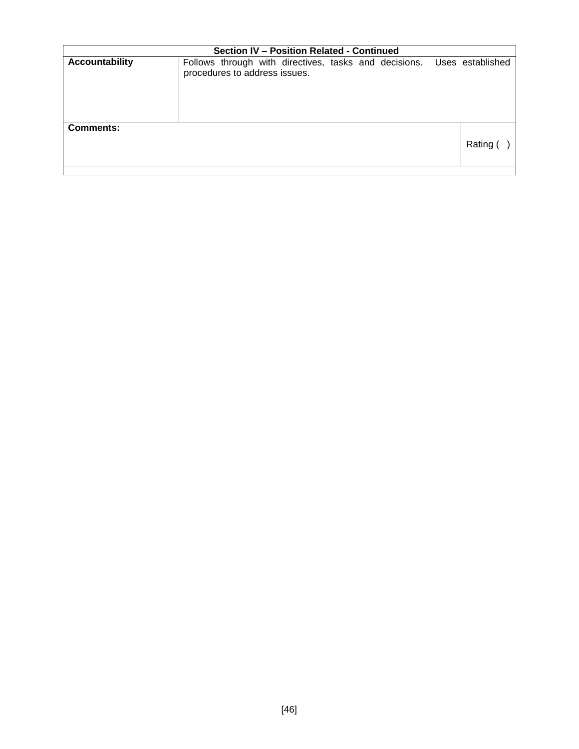| Section IV – Position Related - Continued | |
|---|---|
| **Accountability** | Follows through with directives, tasks and decisions. Uses established procedures to address issues. |
| **Comments:** | Rating ( ) |
| | |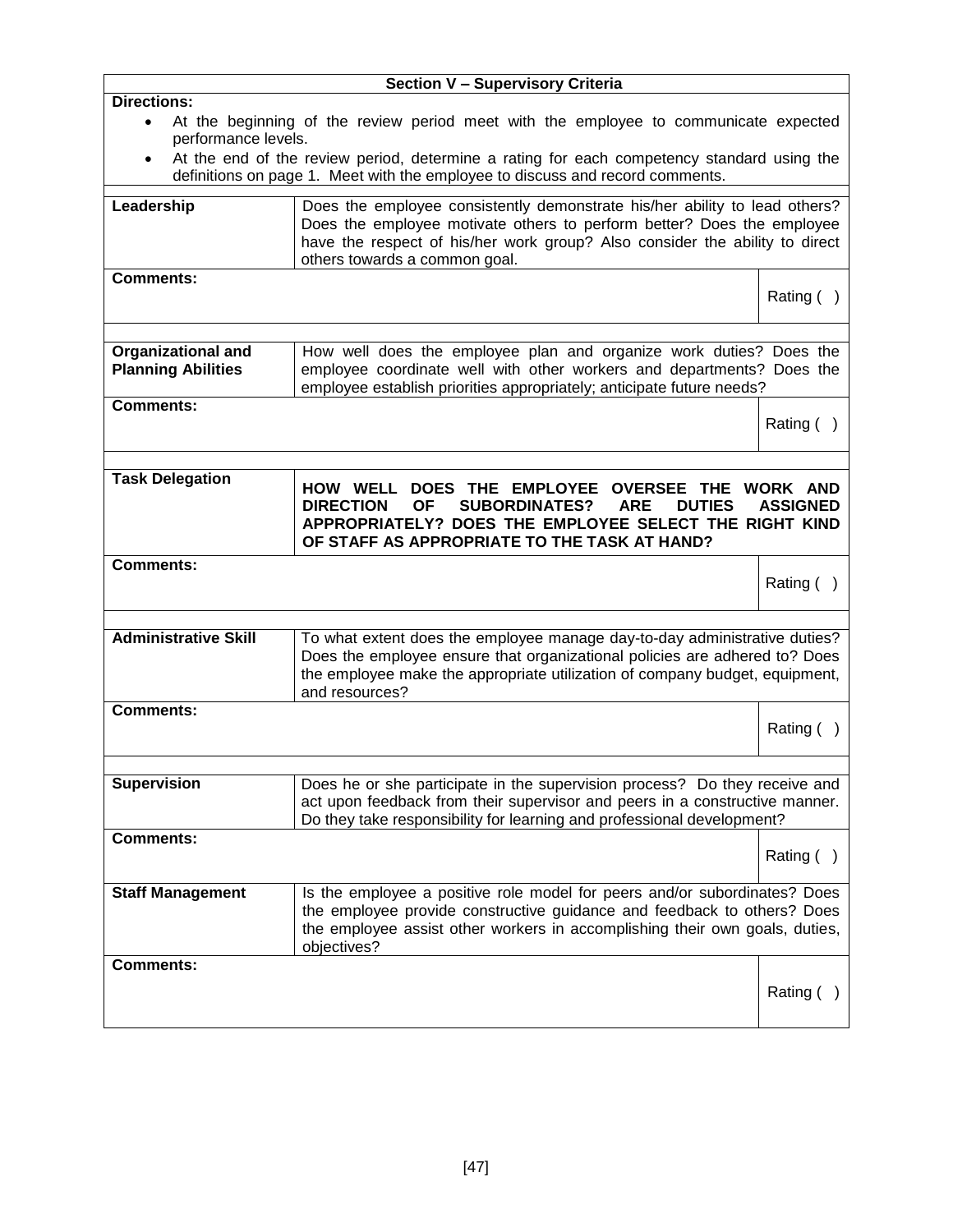## Section V – Supervisory Criteria

**Directions:**

- At the beginning of the review period meet with the employee to communicate expected performance levels.
- At the end of the review period, determine a rating for each competency standard using the definitions on page 1. Meet with the employee to discuss and record comments.

| **Leadership** | Does the employee consistently demonstrate his/her ability to lead others? Does the employee motivate others to perform better? Does the employee have the respect of his/her work group? Also consider the ability to direct others towards a common goal. | |
|---|---|---|
| **Comments:** | | Rating ( ) |

| **Organizational and Planning Abilities** | How well does the employee plan and organize work duties? Does the employee coordinate well with other workers and departments? Does the employee establish priorities appropriately; anticipate future needs? | |
|---|---|---|
| **Comments:** | | Rating ( ) |

| **Task Delegation** | **HOW WELL DOES THE EMPLOYEE OVERSEE THE WORK AND DIRECTION OF SUBORDINATES? ARE DUTIES ASSIGNED APPROPRIATELY? DOES THE EMPLOYEE SELECT THE RIGHT KIND OF STAFF AS APPROPRIATE TO THE TASK AT HAND?** | |
|---|---|---|
| **Comments:** | | Rating ( ) |

| **Administrative Skill** | To what extent does the employee manage day-to-day administrative duties? Does the employee ensure that organizational policies are adhered to? Does the employee make the appropriate utilization of company budget, equipment, and resources? | |
|---|---|---|
| **Comments:** | | Rating ( ) |

| **Supervision** | Does he or she participate in the supervision process? Do they receive and act upon feedback from their supervisor and peers in a constructive manner. Do they take responsibility for learning and professional development? | |
|---|---|---|
| **Comments:** | | Rating ( ) |
| **Staff Management** | Is the employee a positive role model for peers and/or subordinates? Does the employee provide constructive guidance and feedback to others? Does the employee assist other workers in accomplishing their own goals, duties, objectives? | |
| **Comments:** | | Rating ( ) |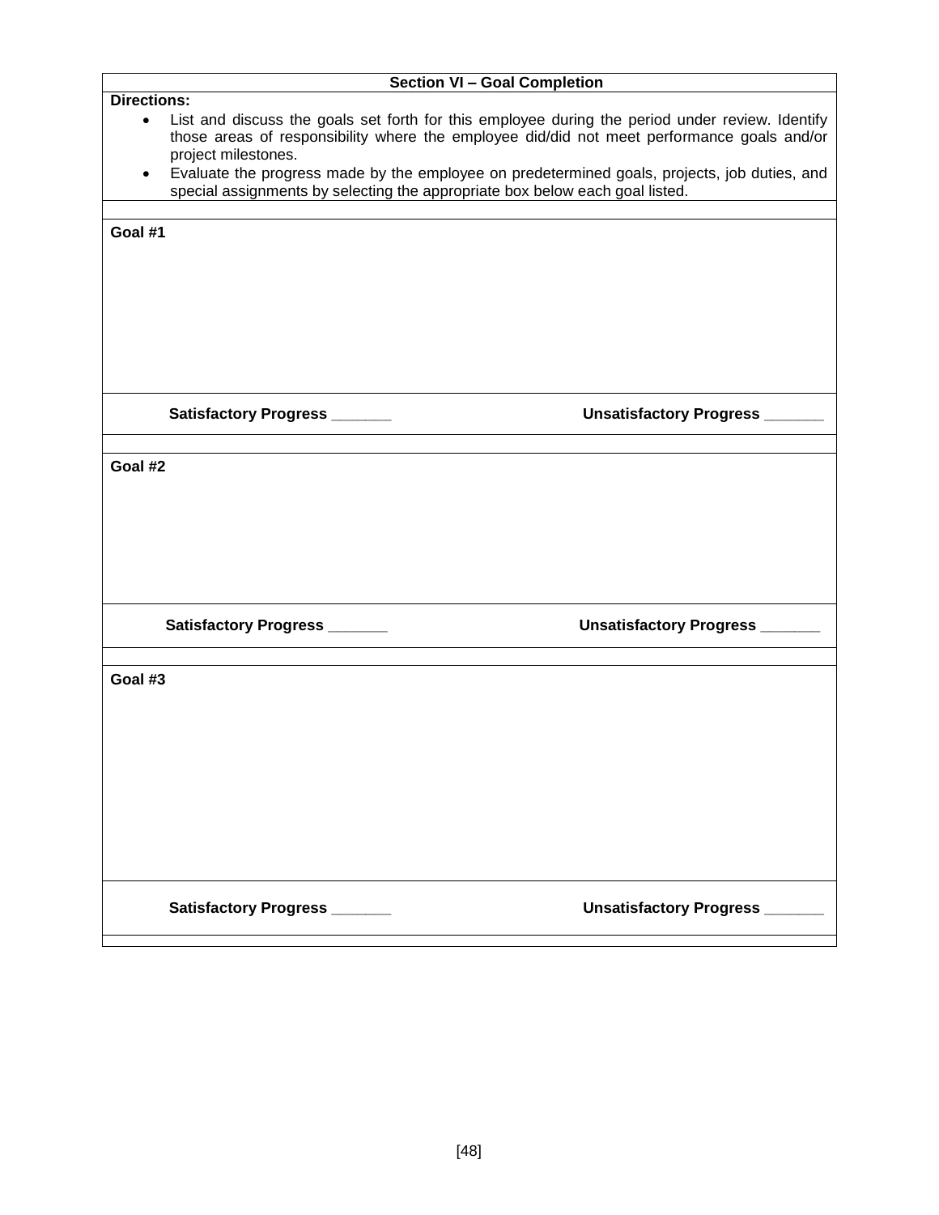## Section VI – Goal Completion

**Directions:**

- List and discuss the goals set forth for this employee during the period under review. Identify those areas of responsibility where the employee did/did not meet performance goals and/or project milestones.
- Evaluate the progress made by the employee on predetermined goals, projects, job duties, and special assignments by selecting the appropriate box below each goal listed.

**Goal #1**

| **Satisfactory Progress _______** | **Unsatisfactory Progress _______** |
|---|---|

**Goal #2**

| **Satisfactory Progress _______** | **Unsatisfactory Progress _______** |
|---|---|

**Goal #3**

| **Satisfactory Progress _______** | **Unsatisfactory Progress _______** |
|---|---|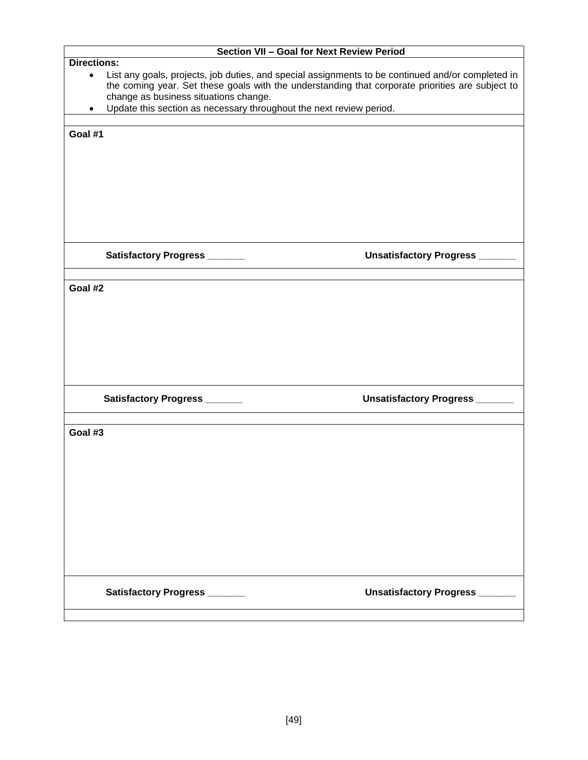## Section VII – Goal for Next Review Period

**Directions:**

- List any goals, projects, job duties, and special assignments to be continued and/or completed in the coming year. Set these goals with the understanding that corporate priorities are subject to change as business situations change.
- Update this section as necessary throughout the next review period.

**Goal #1**

**Satisfactory Progress _______** **Unsatisfactory Progress _______**

**Goal #2**

**Satisfactory Progress _______** **Unsatisfactory Progress _______**

**Goal #3**

**Satisfactory Progress _______** **Unsatisfactory Progress _______**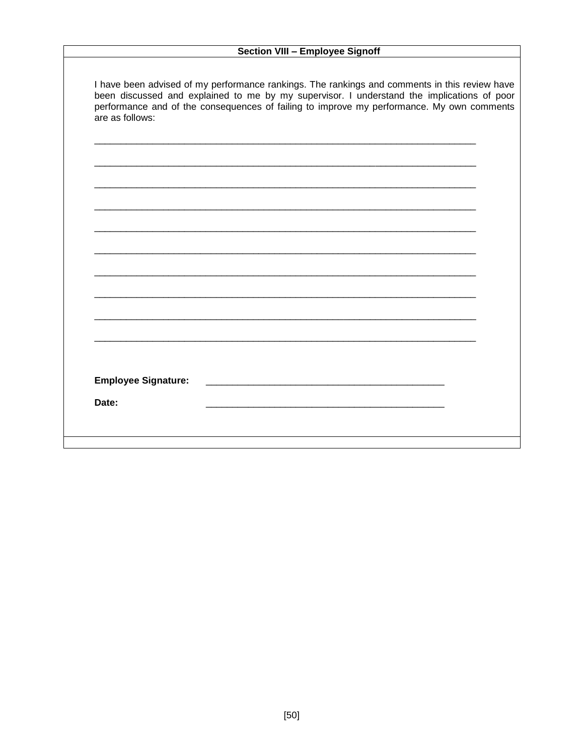## Section VIII – Employee Signoff

I have been advised of my performance rankings. The rankings and comments in this review have been discussed and explained to me by my supervisor. I understand the implications of poor performance and of the consequences of failing to improve my performance. My own comments are as follows:

______________________________________________________________________

______________________________________________________________________

______________________________________________________________________

______________________________________________________________________

______________________________________________________________________

______________________________________________________________________

______________________________________________________________________

______________________________________________________________________

______________________________________________________________________

______________________________________________________________________

**Employee Signature:** ____________________________________________

**Date:** ____________________________________________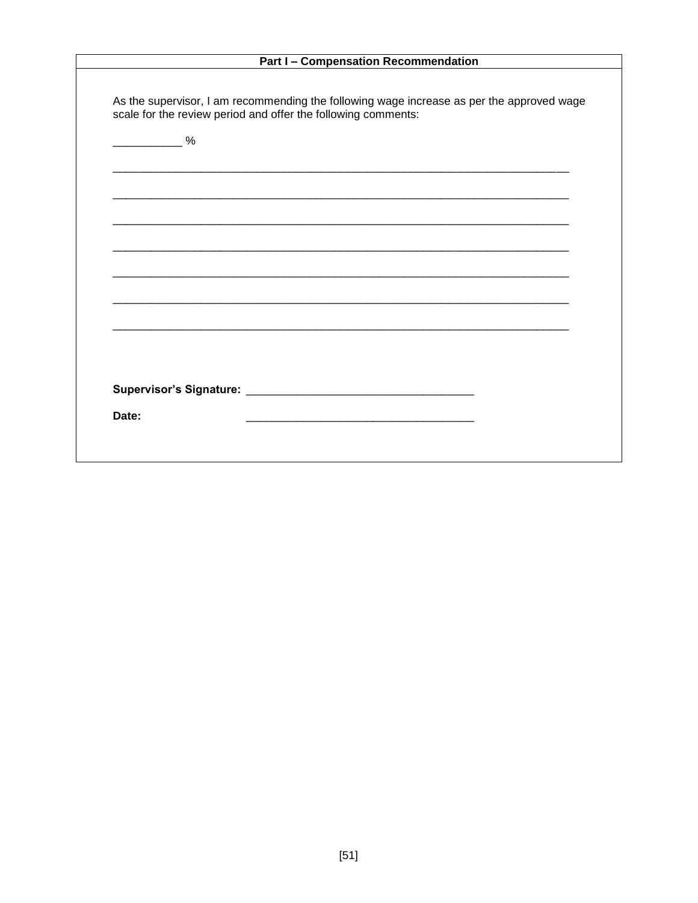## Part I – Compensation Recommendation

As the supervisor, I am recommending the following wage increase as per the approved wage scale for the review period and offer the following comments:

__________ %

_____________________________________________________________________________

_____________________________________________________________________________

_____________________________________________________________________________

_____________________________________________________________________________

_____________________________________________________________________________

_____________________________________________________________________________

_____________________________________________________________________________

**Supervisor's Signature:** ___________________________________

**Date:** ___________________________________